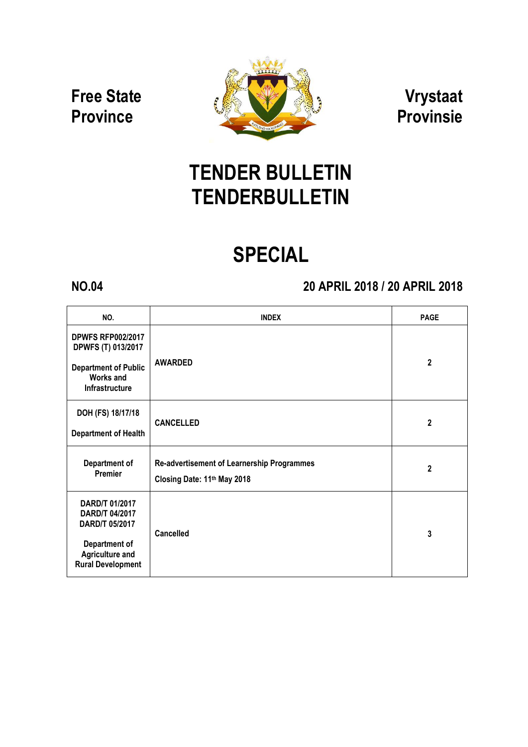**Free State Province**

**Vrystaat Provinsie**

# TENDER BULLETIN
# TENDERBULLETIN

# SPECIAL

**NO.04**

**20 APRIL 2018 / 20 APRIL 2018**

| NO. | INDEX | PAGE |
|---|---|---|
| **DPWFS RFP002/2017 DPWFS (T) 013/2017**<br><br>**Department of Public Works and Infrastructure** | **AWARDED** | **2** |
| **DOH (FS) 18/17/18**<br><br>**Department of Health** | **CANCELLED** | **2** |
| **Department of Premier** | **Re-advertisement of Learnership Programmes**<br>**Closing Date: 11th May 2018** | **2** |
| **DARD/T 01/2017 DARD/T 04/2017 DARD/T 05/2017**<br><br>**Department of Agriculture and Rural Development** | **Cancelled** | **3** |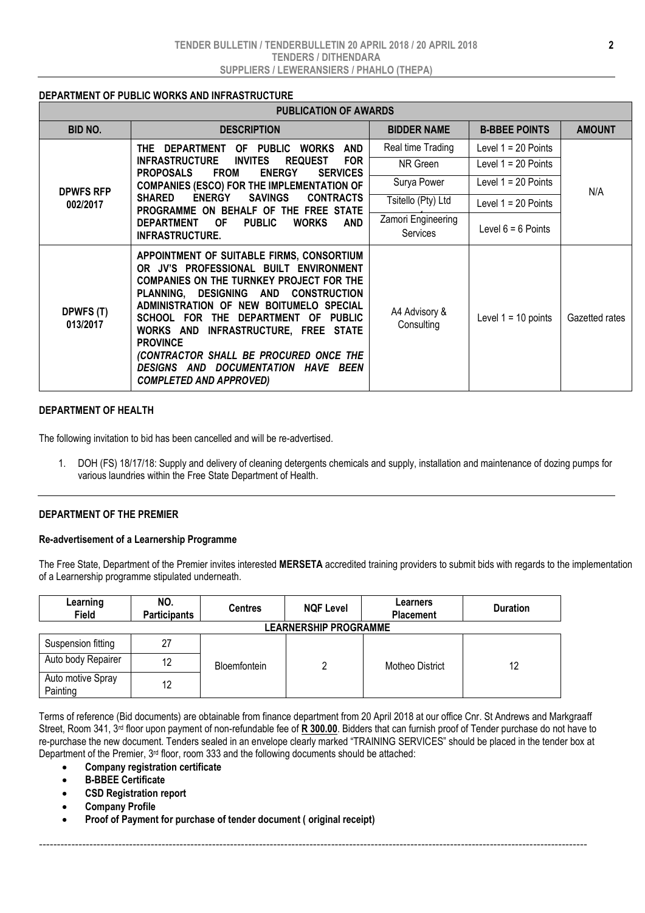## DEPARTMENT OF PUBLIC WORKS AND INFRASTRUCTURE

| PUBLICATION OF AWARDS | | | | |
|---|---|---|---|---|
| **BID NO.** | **DESCRIPTION** | **BIDDER NAME** | **B-BBEE POINTS** | **AMOUNT** |
| **DPWFS RFP 002/2017** | **THE DEPARTMENT OF PUBLIC WORKS AND INFRASTRUCTURE INVITES REQUEST FOR PROPOSALS FROM ENERGY SERVICES COMPANIES (ESCO) FOR THE IMPLEMENTATION OF SHARED ENERGY SAVINGS CONTRACTS PROGRAMME ON BEHALF OF THE FREE STATE DEPARTMENT OF PUBLIC WORKS AND INFRASTRUCTURE.** | Real time Trading | Level 1 = 20 Points | N/A |
| | | NR Green | Level 1 = 20 Points | |
| | | Surya Power | Level 1 = 20 Points | |
| | | Tsitello (Pty) Ltd | Level 1 = 20 Points | |
| | | Zamori Engineering Services | Level 6 = 6 Points | |
| **DPWFS (T) 013/2017** | **APPOINTMENT OF SUITABLE FIRMS, CONSORTIUM OR JV'S PROFESSIONAL BUILT ENVIRONMENT COMPANIES ON THE TURNKEY PROJECT FOR THE PLANNING, DESIGNING AND CONSTRUCTION ADMINISTRATION OF NEW BOITUMELO SPECIAL SCHOOL FOR THE DEPARTMENT OF PUBLIC WORKS AND INFRASTRUCTURE, FREE STATE PROVINCE** ***(CONTRACTOR SHALL BE PROCURED ONCE THE DESIGNS AND DOCUMENTATION HAVE BEEN COMPLETED AND APPROVED)*** | A4 Advisory & Consulting | Level 1 = 10 points | Gazetted rates |

## DEPARTMENT OF HEALTH

The following invitation to bid has been cancelled and will be re-advertised.

1. DOH (FS) 18/17/18: Supply and delivery of cleaning detergents chemicals and supply, installation and maintenance of dozing pumps for various laundries within the Free State Department of Health.

---

## DEPARTMENT OF THE PREMIER

### Re-advertisement of a Learnership Programme

The Free State, Department of the Premier invites interested **MERSETA** accredited training providers to submit bids with regards to the implementation of a Learnership programme stipulated underneath.

| Learning Field | NO. Participants | Centres | NQF Level | Learners Placement | Duration |
|---|---|---|---|---|---|
| **LEARNERSHIP PROGRAMME** | | | | | |
| Suspension fitting | 27 | Bloemfontein | 2 | Motheo District | 12 |
| Auto body Repairer | 12 | | | | |
| Auto motive Spray Painting | 12 | | | | |

Terms of reference (Bid documents) are obtainable from finance department from 20 April 2018 at our office Cnr. St Andrews and Markgraaff Street, Room 341, 3rd floor upon payment of non-refundable fee of **R 300.00**. Bidders that can furnish proof of Tender purchase do not have to re-purchase the new document. Tenders sealed in an envelope clearly marked "TRAINING SERVICES" should be placed in the tender box at Department of the Premier, 3rd floor, room 333 and the following documents should be attached:

- **Company registration certificate**
- **B-BBEE Certificate**
- **CSD Registration report**
- **Company Profile**
- **Proof of Payment for purchase of tender document ( original receipt)**

---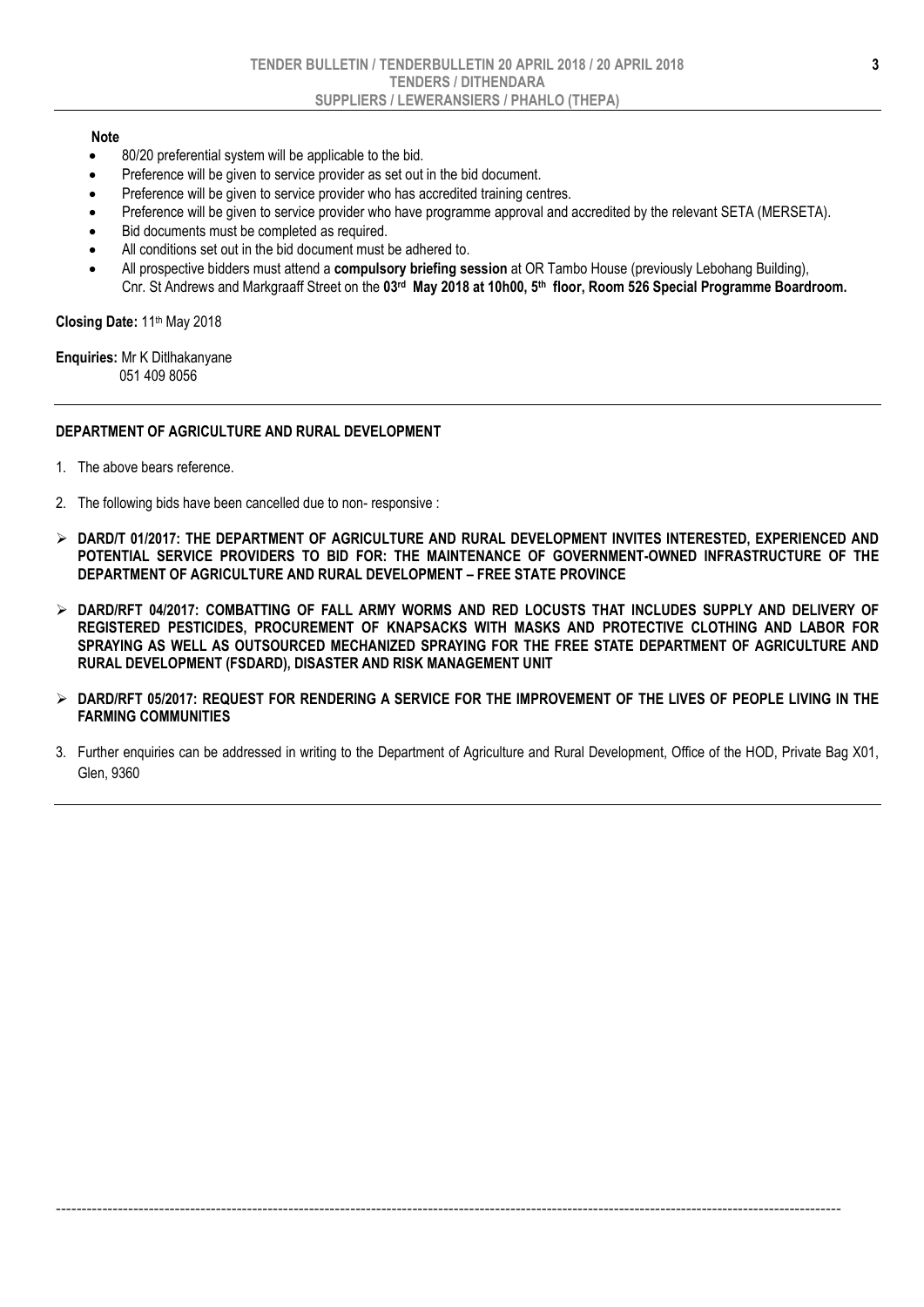**Note**

- 80/20 preferential system will be applicable to the bid.
- Preference will be given to service provider as set out in the bid document.
- Preference will be given to service provider who has accredited training centres.
- Preference will be given to service provider who have programme approval and accredited by the relevant SETA (MERSETA).
- Bid documents must be completed as required.
- All conditions set out in the bid document must be adhered to.
- All prospective bidders must attend a **compulsory briefing session** at OR Tambo House (previously Lebohang Building), Cnr. St Andrews and Markgraaff Street on the **03rd May 2018 at 10h00, 5th floor, Room 526 Special Programme Boardroom.**

**Closing Date:** 11th May 2018

**Enquiries:** Mr K Ditlhakanyane
051 409 8056

---

**DEPARTMENT OF AGRICULTURE AND RURAL DEVELOPMENT**

1. The above bears reference.

2. The following bids have been cancelled due to non- responsive :

- **DARD/T 01/2017: THE DEPARTMENT OF AGRICULTURE AND RURAL DEVELOPMENT INVITES INTERESTED, EXPERIENCED AND POTENTIAL SERVICE PROVIDERS TO BID FOR: THE MAINTENANCE OF GOVERNMENT-OWNED INFRASTRUCTURE OF THE DEPARTMENT OF AGRICULTURE AND RURAL DEVELOPMENT – FREE STATE PROVINCE**

- **DARD/RFT 04/2017: COMBATTING OF FALL ARMY WORMS AND RED LOCUSTS THAT INCLUDES SUPPLY AND DELIVERY OF REGISTERED PESTICIDES, PROCUREMENT OF KNAPSACKS WITH MASKS AND PROTECTIVE CLOTHING AND LABOR FOR SPRAYING AS WELL AS OUTSOURCED MECHANIZED SPRAYING FOR THE FREE STATE DEPARTMENT OF AGRICULTURE AND RURAL DEVELOPMENT (FSDARD), DISASTER AND RISK MANAGEMENT UNIT**

- **DARD/RFT 05/2017: REQUEST FOR RENDERING A SERVICE FOR THE IMPROVEMENT OF THE LIVES OF PEOPLE LIVING IN THE FARMING COMMUNITIES**

3. Further enquiries can be addressed in writing to the Department of Agriculture and Rural Development, Office of the HOD, Private Bag X01, Glen, 9360

---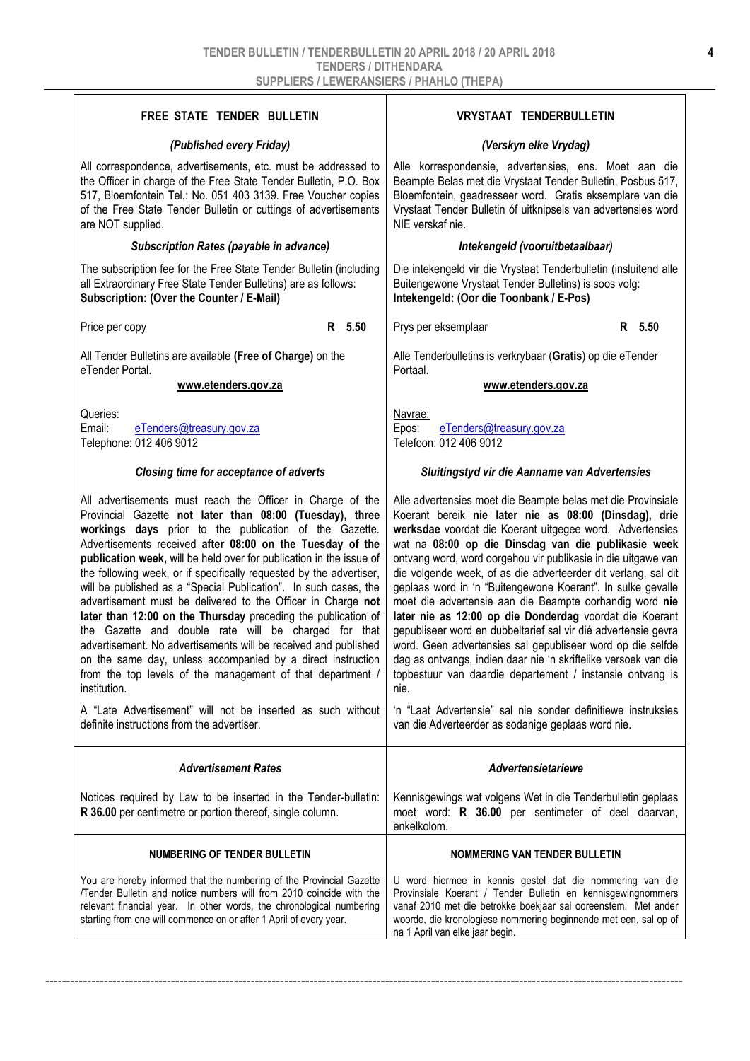## FREE STATE TENDER BULLETIN

*(Published every Friday)*

All correspondence, advertisements, etc. must be addressed to the Officer in charge of the Free State Tender Bulletin, P.O. Box 517, Bloemfontein Tel.: No. 051 403 3139. Free Voucher copies of the Free State Tender Bulletin or cuttings of advertisements are NOT supplied.

***Subscription Rates (payable in advance)***

The subscription fee for the Free State Tender Bulletin (including all Extraordinary Free State Tender Bulletins) are as follows: **Subscription: (Over the Counter / E-Mail)**

Price per copy **R 5.50**

All Tender Bulletins are available **(Free of Charge)** on the eTender Portal.

**www.etenders.gov.za**

Queries:
Email: eTenders@treasury.gov.za
Telephone: 012 406 9012

***Closing time for acceptance of adverts***

All advertisements must reach the Officer in Charge of the Provincial Gazette **not later than 08:00 (Tuesday), three workings days** prior to the publication of the Gazette. Advertisements received **after 08:00 on the Tuesday of the publication week,** will be held over for publication in the issue of the following week, or if specifically requested by the advertiser, will be published as a "Special Publication". In such cases, the advertisement must be delivered to the Officer in Charge **not later than 12:00 on the Thursday** preceding the publication of the Gazette and double rate will be charged for that advertisement. No advertisements will be received and published on the same day, unless accompanied by a direct instruction from the top levels of the management of that department / institution.

A "Late Advertisement" will not be inserted as such without definite instructions from the advertiser.

***Advertisement Rates***

Notices required by Law to be inserted in the Tender-bulletin: **R 36.00** per centimetre or portion thereof, single column.

**NUMBERING OF TENDER BULLETIN**

You are hereby informed that the numbering of the Provincial Gazette /Tender Bulletin and notice numbers will from 2010 coincide with the relevant financial year. In other words, the chronological numbering starting from one will commence on or after 1 April of every year.

## VRYSTAAT TENDERBULLETIN

*(Verskyn elke Vrydag)*

Alle korrespondensie, advertensies, ens. Moet aan die Beampte Belas met die Vrystaat Tender Bulletin, Posbus 517, Bloemfontein, geadresseer word. Gratis eksemplare van die Vrystaat Tender Bulletin óf uitknipsels van advertensies word NIE verskaf nie.

***Intekengeld (vooruitbetaalbaar)***

Die intekengeld vir die Vrystaat Tenderbulletin (insluitend alle Buitengewone Vrystaat Tender Bulletins) is soos volg: **Intekengeld: (Oor die Toonbank / E-Pos)**

Prys per eksemplaar **R 5.50**

Alle Tenderbulletins is verkrybaar (**Gratis**) op die eTender Portaal.

**www.etenders.gov.za**

Navrae:
Epos: eTenders@treasury.gov.za
Telefoon: 012 406 9012

***Sluitingstyd vir die Aanname van Advertensies***

Alle advertensies moet die Beampte belas met die Provinsiale Koerant bereik **nie later nie as 08:00 (Dinsdag), drie werksdae** voordat die Koerant uitgegee word. Advertensies wat na **08:00 op die Dinsdag van die publikasie week** ontvang word, word oorgehou vir publikasie in die uitgawe van die volgende week, of as die adverteerder dit verlang, sal dit geplaas word in 'n "Buitengewone Koerant". In sulke gevalle moet die advertensie aan die Beampte oorhandig word **nie later nie as 12:00 op die Donderdag** voordat die Koerant gepubliseer word en dubbeltarief sal vir dié advertensie gevra word. Geen advertensies sal gepubliseer word op die selfde dag as ontvang, indien daar nie 'n skriftelike versoek van die topbestuur van daardie departement / instansie ontvang is nie.

'n "Laat Advertensie" sal nie sonder definitiewe instruksies van die Adverteerder as sodanige geplaas word nie.

***Advertensietariewe***

Kennisgewings wat volgens Wet in die Tenderbulletin geplaas moet word: **R 36.00** per sentimeter of deel daarvan, enkelkolom.

**NOMMERING VAN TENDER BULLETIN**

U word hiermee in kennis gestel dat die nommering van die Provinsiale Koerant / Tender Bulletin en kennisgewingnommers vanaf 2010 met die betrokke boekjaar sal ooreenstem. Met ander woorde, die kronologiese nommering beginnende met een, sal op of na 1 April van elke jaar begin.